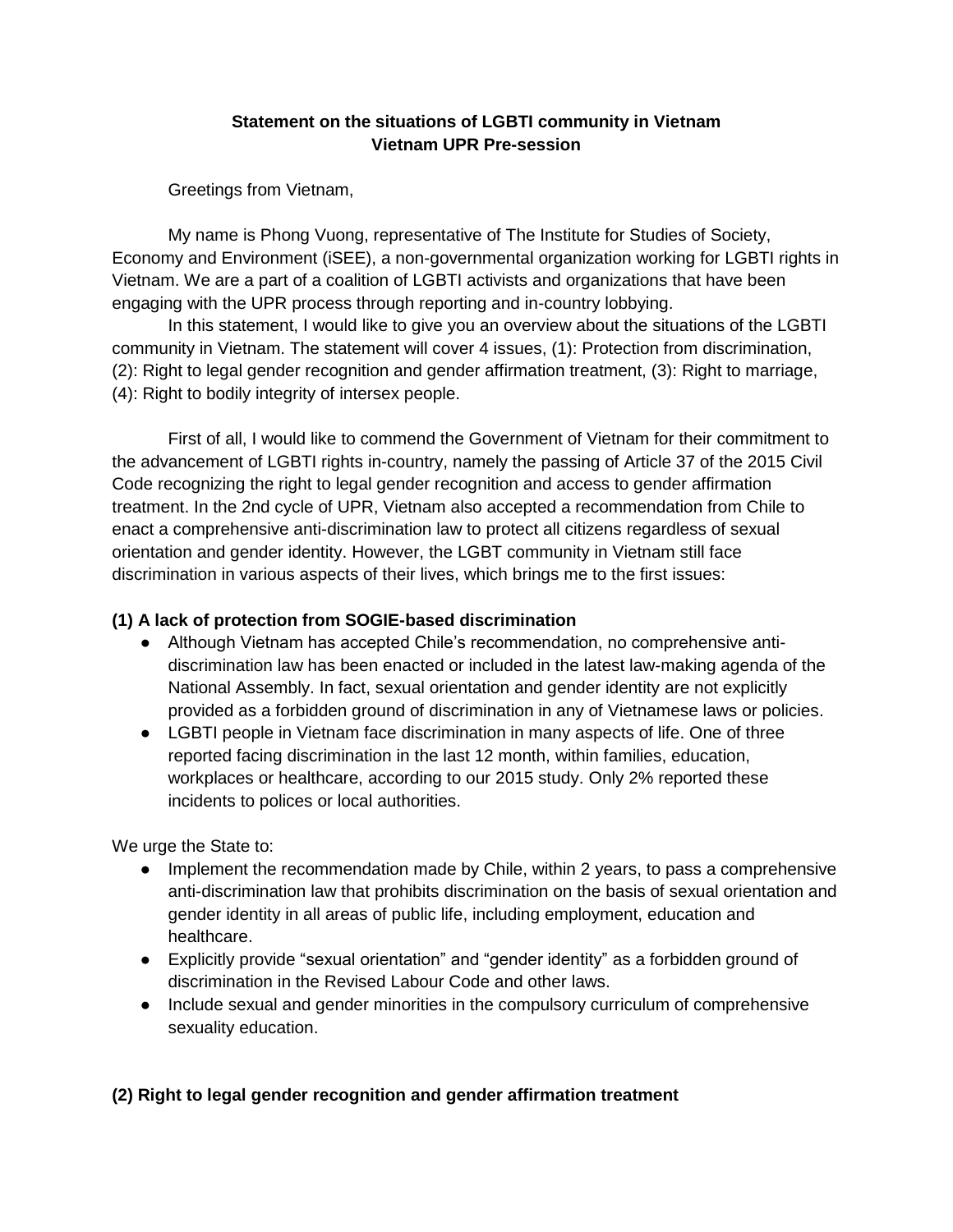**Statement on the situations of LGBTI community in Vietnam**
**Vietnam UPR Pre-session**

Greetings from Vietnam,

My name is Phong Vuong, representative of The Institute for Studies of Society, Economy and Environment (iSEE), a non-governmental organization working for LGBTI rights in Vietnam. We are a part of a coalition of LGBTI activists and organizations that have been engaging with the UPR process through reporting and in-country lobbying.

In this statement, I would like to give you an overview about the situations of the LGBTI community in Vietnam. The statement will cover 4 issues, (1): Protection from discrimination, (2): Right to legal gender recognition and gender affirmation treatment, (3): Right to marriage, (4): Right to bodily integrity of intersex people.

First of all, I would like to commend the Government of Vietnam for their commitment to the advancement of LGBTI rights in-country, namely the passing of Article 37 of the 2015 Civil Code recognizing the right to legal gender recognition and access to gender affirmation treatment. In the 2nd cycle of UPR, Vietnam also accepted a recommendation from Chile to enact a comprehensive anti-discrimination law to protect all citizens regardless of sexual orientation and gender identity. However, the LGBT community in Vietnam still face discrimination in various aspects of their lives, which brings me to the first issues:

**(1) A lack of protection from SOGIE-based discrimination**

- Although Vietnam has accepted Chile's recommendation, no comprehensive anti-discrimination law has been enacted or included in the latest law-making agenda of the National Assembly. In fact, sexual orientation and gender identity are not explicitly provided as a forbidden ground of discrimination in any of Vietnamese laws or policies.
- LGBTI people in Vietnam face discrimination in many aspects of life. One of three reported facing discrimination in the last 12 month, within families, education, workplaces or healthcare, according to our 2015 study. Only 2% reported these incidents to polices or local authorities.

We urge the State to:

- Implement the recommendation made by Chile, within 2 years, to pass a comprehensive anti-discrimination law that prohibits discrimination on the basis of sexual orientation and gender identity in all areas of public life, including employment, education and healthcare.
- Explicitly provide "sexual orientation" and "gender identity" as a forbidden ground of discrimination in the Revised Labour Code and other laws.
- Include sexual and gender minorities in the compulsory curriculum of comprehensive sexuality education.

**(2) Right to legal gender recognition and gender affirmation treatment**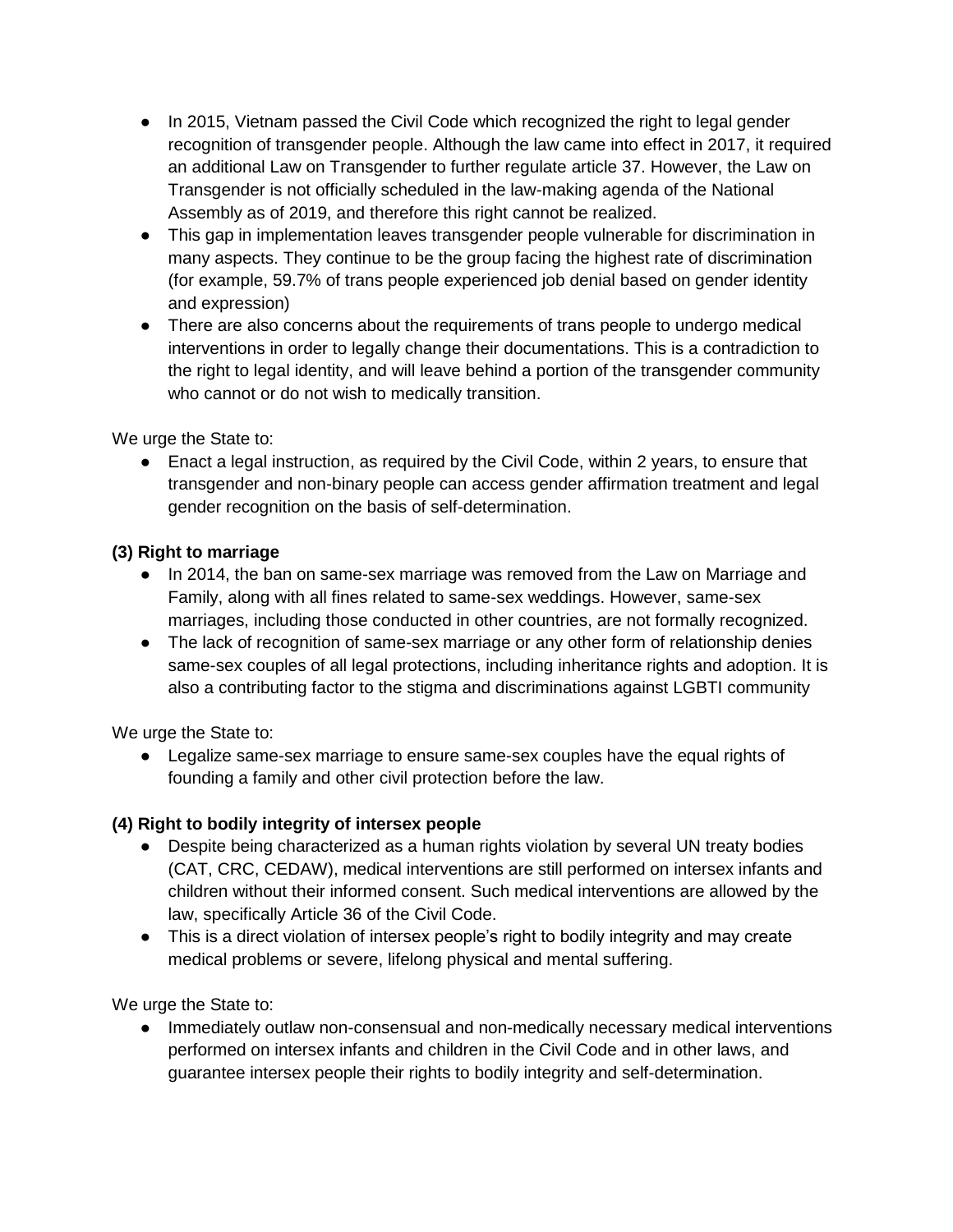- In 2015, Vietnam passed the Civil Code which recognized the right to legal gender recognition of transgender people. Although the law came into effect in 2017, it required an additional Law on Transgender to further regulate article 37. However, the Law on Transgender is not officially scheduled in the law-making agenda of the National Assembly as of 2019, and therefore this right cannot be realized.
- This gap in implementation leaves transgender people vulnerable for discrimination in many aspects. They continue to be the group facing the highest rate of discrimination (for example, 59.7% of trans people experienced job denial based on gender identity and expression)
- There are also concerns about the requirements of trans people to undergo medical interventions in order to legally change their documentations. This is a contradiction to the right to legal identity, and will leave behind a portion of the transgender community who cannot or do not wish to medically transition.

We urge the State to:

- Enact a legal instruction, as required by the Civil Code, within 2 years, to ensure that transgender and non-binary people can access gender affirmation treatment and legal gender recognition on the basis of self-determination.

**(3) Right to marriage**

- In 2014, the ban on same-sex marriage was removed from the Law on Marriage and Family, along with all fines related to same-sex weddings. However, same-sex marriages, including those conducted in other countries, are not formally recognized.
- The lack of recognition of same-sex marriage or any other form of relationship denies same-sex couples of all legal protections, including inheritance rights and adoption. It is also a contributing factor to the stigma and discriminations against LGBTI community

We urge the State to:

- Legalize same-sex marriage to ensure same-sex couples have the equal rights of founding a family and other civil protection before the law.

**(4) Right to bodily integrity of intersex people**

- Despite being characterized as a human rights violation by several UN treaty bodies (CAT, CRC, CEDAW), medical interventions are still performed on intersex infants and children without their informed consent. Such medical interventions are allowed by the law, specifically Article 36 of the Civil Code.
- This is a direct violation of intersex people's right to bodily integrity and may create medical problems or severe, lifelong physical and mental suffering.

We urge the State to:

- Immediately outlaw non-consensual and non-medically necessary medical interventions performed on intersex infants and children in the Civil Code and in other laws, and guarantee intersex people their rights to bodily integrity and self-determination.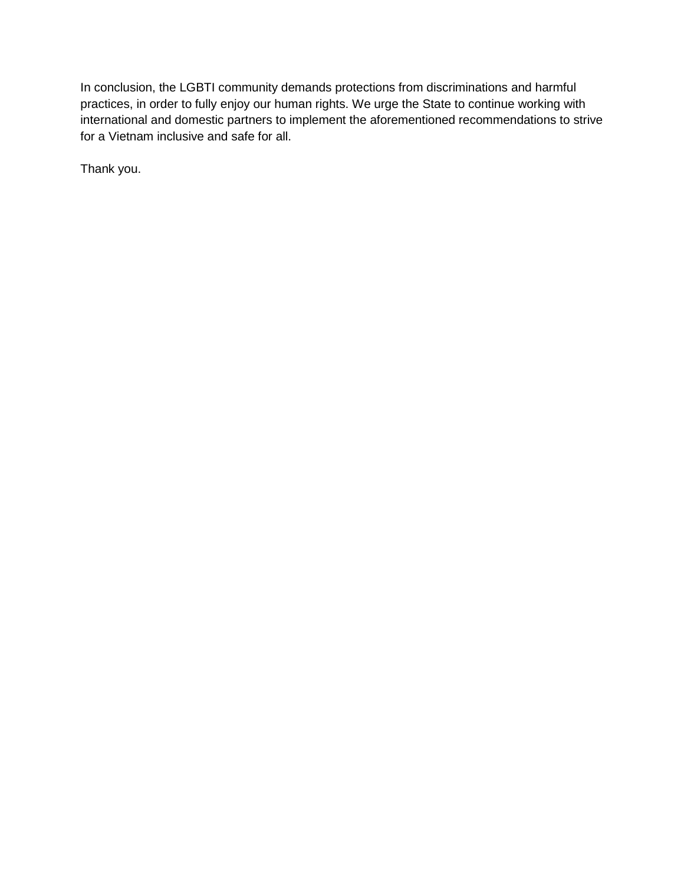In conclusion, the LGBTI community demands protections from discriminations and harmful practices, in order to fully enjoy our human rights. We urge the State to continue working with international and domestic partners to implement the aforementioned recommendations to strive for a Vietnam inclusive and safe for all.

Thank you.